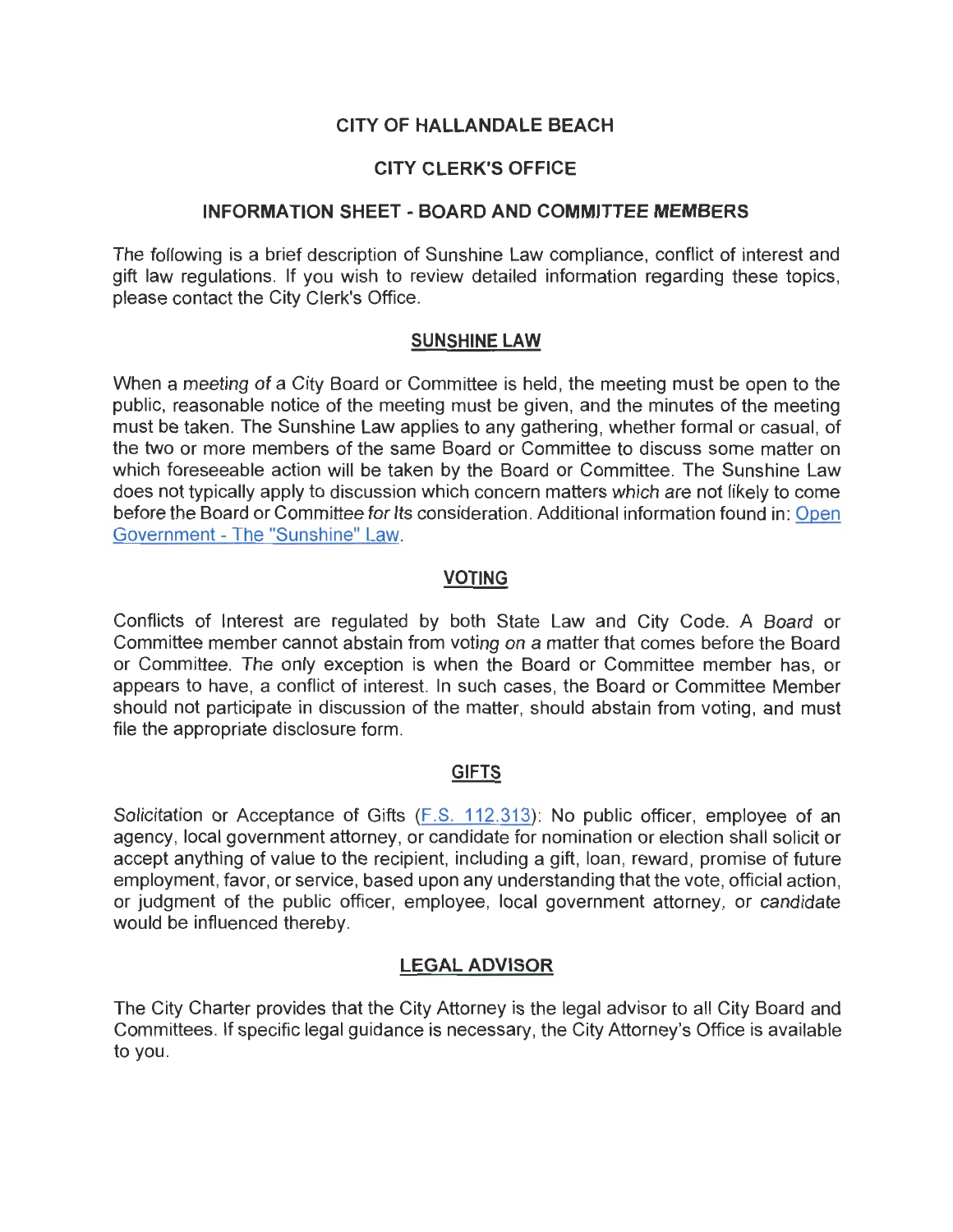# CITY OF HALLANDALE BEACH

## CITY CLERK'S OFFICE

## INFORMATION SHEET - BOARD AND COMMITTEE MEMBERS

The following is a brief description of Sunshine Law compliance, conflict of interest and gift law regulations. If you wish to review detailed information regarding these topics, please contact the City Clerk's Office.

### SUNSHINE LAW

When a meeting of a City Board or Committee is held, the meeting must be open to the public, reasonable notice of the meeting must be given, and the minutes of the meeting must be taken. The Sunshine Law applies to any gathering, whether formal or casual, of the two or more members of the same Board or Committee to discuss some matter on which foreseeable action will be taken by the Board or Committee. The Sunshine Law does not typically apply to discussion which concern matters which are not likely to come before the Board or Committee for Its consideration. Additional information found in: Open Government - The "Sunshine" Law.

### VOTING

Conflicts of Interest are regulated by both State Law and City Code. A Board or Committee member cannot abstain from voting on a matter that comes before the Board or Committee. The only exception is when the Board or Committee member has, or appears to have, a conflict of interest. In such cases, the Board or Committee Member should not participate in discussion of the matter, should abstain from voting, and must file the appropriate disclosure form.

### GIFTS

Solicitation or Acceptance of Gifts (F.S. 112.313): No public officer, employee of an agency, local government attorney, or candidate for nomination or election shall solicit or accept anything of value to the recipient, including a gift, loan, reward, promise of future employment, favor, or service, based upon any understanding that the vote, official action, or judgment of the public officer, employee, local government attorney, or candidate would be influenced thereby.

### LEGAL ADVISOR

The City Charter provides that the City Attorney is the legal advisor to all City Board and Committees. If specific legal guidance is necessary, the City Attorney's Office is available to you.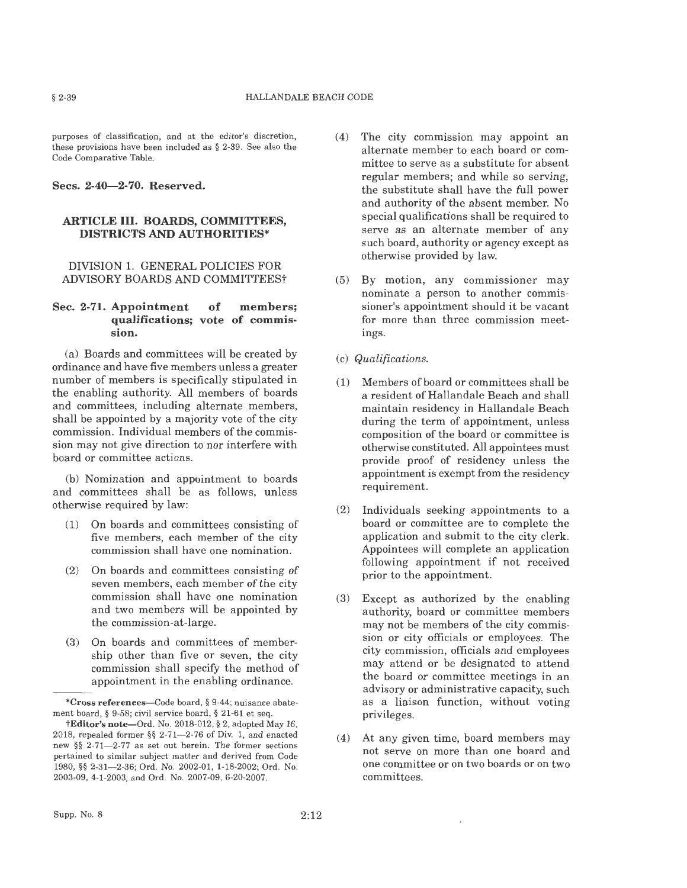purposes of classification, and at the editor's discretion, these provisions have been included as § 2-39. See also the Code Comparative Table.

**Secs. 2-40—2-70. Reserved.**

## ARTICLE III. BOARDS, COMMITTEES, DISTRICTS AND AUTHORITIES*

### DIVISION 1. GENERAL POLICIES FOR ADVISORY BOARDS AND COMMITTEES†

**Sec. 2-71. Appointment of members; qualifications; vote of commission.**

(a) Boards and committees will be created by ordinance and have five members unless a greater number of members is specifically stipulated in the enabling authority. All members of boards and committees, including alternate members, shall be appointed by a majority vote of the city commission. Individual members of the commission may not give direction to nor interfere with board or committee actions.

(b) Nomination and appointment to boards and committees shall be as follows, unless otherwise required by law:

(1) On boards and committees consisting of five members, each member of the city commission shall have one nomination.

(2) On boards and committees consisting of seven members, each member of the city commission shall have one nomination and two members will be appointed by the commission-at-large.

(3) On boards and committees of membership other than five or seven, the city commission shall specify the method of appointment in the enabling ordinance.

(4) The city commission may appoint an alternate member to each board or committee to serve as a substitute for absent regular members; and while so serving, the substitute shall have the full power and authority of the absent member. No special qualifications shall be required to serve as an alternate member of any such board, authority or agency except as otherwise provided by law.

(5) By motion, any commissioner may nominate a person to another commissioner's appointment should it be vacant for more than three commission meetings.

(c) *Qualifications.*

(1) Members of board or committees shall be a resident of Hallandale Beach and shall maintain residency in Hallandale Beach during the term of appointment, unless composition of the board or committee is otherwise constituted. All appointees must provide proof of residency unless the appointment is exempt from the residency requirement.

(2) Individuals seeking appointments to a board or committee are to complete the application and submit to the city clerk. Appointees will complete an application following appointment if not received prior to the appointment.

(3) Except as authorized by the enabling authority, board or committee members may not be members of the city commission or city officials or employees. The city commission, officials and employees may attend or be designated to attend the board or committee meetings in an advisory or administrative capacity, such as a liaison function, without voting privileges.

(4) At any given time, board members may not serve on more than one board and one committee or on two boards or on two committees.

---

*__Cross references__—Code board, § 9-44; nuisance abatement board, § 9-58; civil service board, § 21-61 et seq.

†__Editor's note__—Ord. No. 2018-012, § 2, adopted May 16, 2018, repealed former §§ 2-71—2-76 of Div. 1, and enacted new §§ 2-71—2-77 as set out herein. The former sections pertained to similar subject matter and derived from Code 1980, §§ 2-31—2-36; Ord. No. 2002-01, 1-18-2002; Ord. No. 2003-09, 4-1-2003; and Ord. No. 2007-09, 6-20-2007.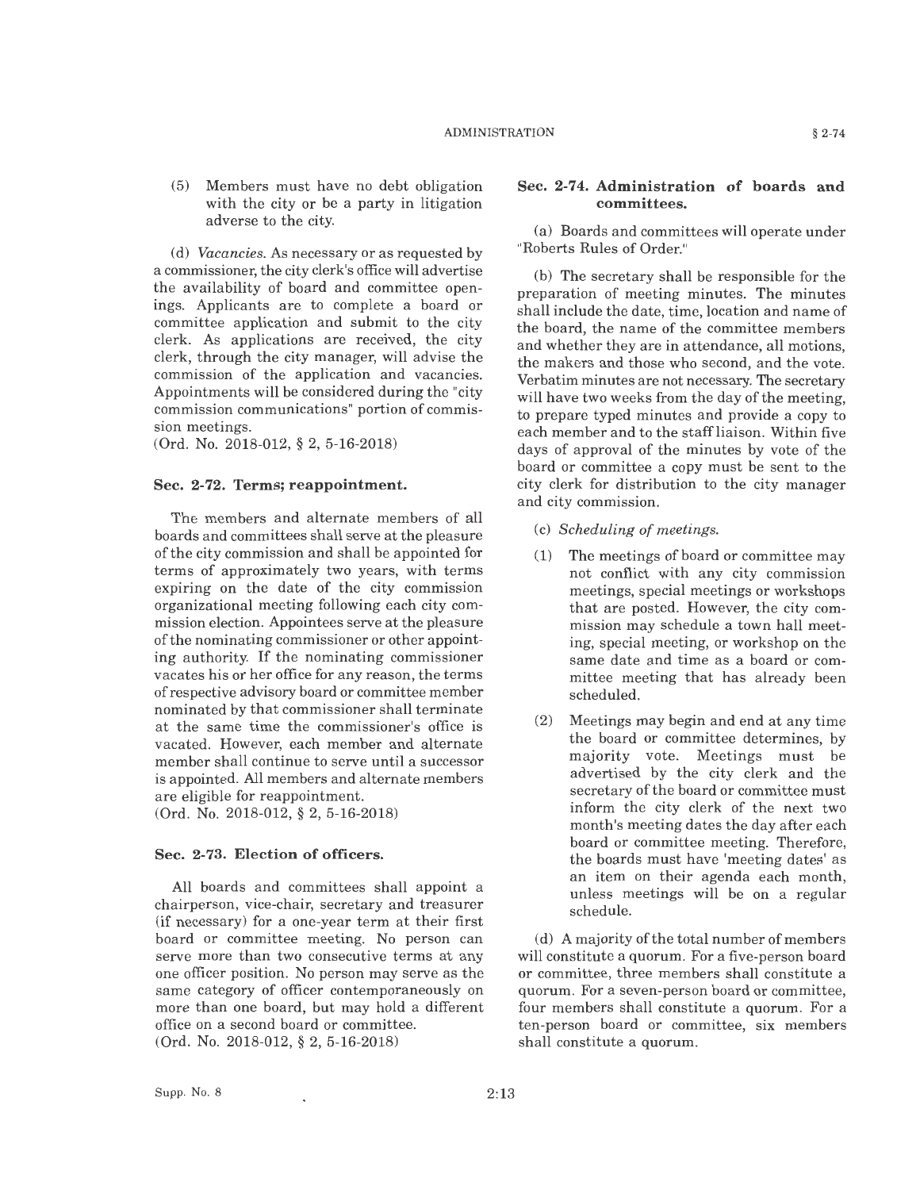(5) Members must have no debt obligation with the city or be a party in litigation adverse to the city.

(d) *Vacancies.* As necessary or as requested by a commissioner, the city clerk's office will advertise the availability of board and committee openings. Applicants are to complete a board or committee application and submit to the city clerk. As applications are received, the city clerk, through the city manager, will advise the commission of the application and vacancies. Appointments will be considered during the "city commission communications" portion of commission meetings.

(Ord. No. 2018-012, § 2, 5-16-2018)

### Sec. 2-72. Terms; reappointment.

The members and alternate members of all boards and committees shall serve at the pleasure of the city commission and shall be appointed for terms of approximately two years, with terms expiring on the date of the city commission organizational meeting following each city commission election. Appointees serve at the pleasure of the nominating commissioner or other appointing authority. If the nominating commissioner vacates his or her office for any reason, the terms of respective advisory board or committee member nominated by that commissioner shall terminate at the same time the commissioner's office is vacated. However, each member and alternate member shall continue to serve until a successor is appointed. All members and alternate members are eligible for reappointment.

(Ord. No. 2018-012, § 2, 5-16-2018)

### Sec. 2-73. Election of officers.

All boards and committees shall appoint a chairperson, vice-chair, secretary and treasurer (if necessary) for a one-year term at their first board or committee meeting. No person can serve more than two consecutive terms at any one officer position. No person may serve as the same category of officer contemporaneously on more than one board, but may hold a different office on a second board or committee.

(Ord. No. 2018-012, § 2, 5-16-2018)

### Sec. 2-74. Administration of boards and committees.

(a) Boards and committees will operate under "Roberts Rules of Order."

(b) The secretary shall be responsible for the preparation of meeting minutes. The minutes shall include the date, time, location and name of the board, the name of the committee members and whether they are in attendance, all motions, the makers and those who second, and the vote. Verbatim minutes are not necessary. The secretary will have two weeks from the day of the meeting, to prepare typed minutes and provide a copy to each member and to the staff liaison. Within five days of approval of the minutes by vote of the board or committee a copy must be sent to the city clerk for distribution to the city manager and city commission.

(c) *Scheduling of meetings.*

(1) The meetings of board or committee may not conflict with any city commission meetings, special meetings or workshops that are posted. However, the city commission may schedule a town hall meeting, special meeting, or workshop on the same date and time as a board or committee meeting that has already been scheduled.

(2) Meetings may begin and end at any time the board or committee determines, by majority vote. Meetings must be advertised by the city clerk and the secretary of the board or committee must inform the city clerk of the next two month's meeting dates the day after each board or committee meeting. Therefore, the boards must have 'meeting dates' as an item on their agenda each month, unless meetings will be on a regular schedule.

(d) A majority of the total number of members will constitute a quorum. For a five-person board or committee, three members shall constitute a quorum. For a seven-person board or committee, four members shall constitute a quorum. For a ten-person board or committee, six members shall constitute a quorum.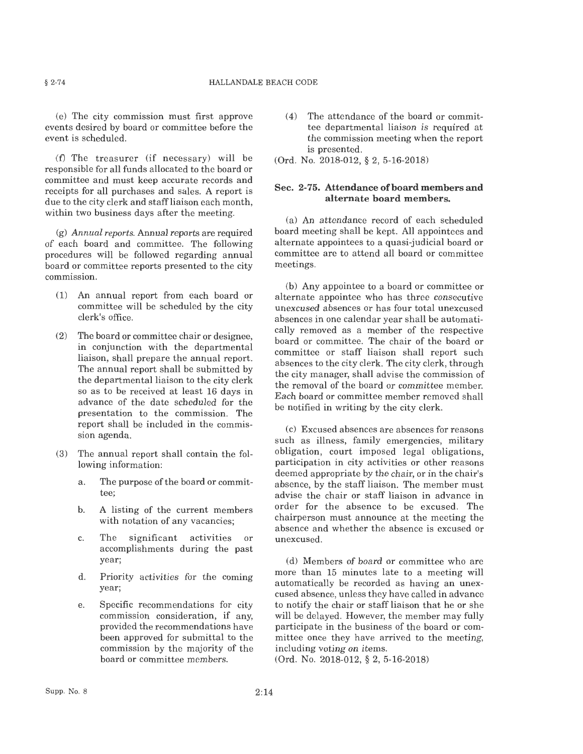(e) The city commission must first approve events desired by board or committee before the event is scheduled.

(f) The treasurer (if necessary) will be responsible for all funds allocated to the board or committee and must keep accurate records and receipts for all purchases and sales. A report is due to the city clerk and staff liaison each month, within two business days after the meeting.

(g) *Annual reports.* Annual reports are required of each board and committee. The following procedures will be followed regarding annual board or committee reports presented to the city commission.

(1) An annual report from each board or committee will be scheduled by the city clerk's office.

(2) The board or committee chair or designee, in conjunction with the departmental liaison, shall prepare the annual report. The annual report shall be submitted by the departmental liaison to the city clerk so as to be received at least 16 days in advance of the date scheduled for the presentation to the commission. The report shall be included in the commission agenda.

(3) The annual report shall contain the following information:

a. The purpose of the board or committee;

b. A listing of the current members with notation of any vacancies;

c. The significant activities or accomplishments during the past year;

d. Priority activities for the coming year;

e. Specific recommendations for city commission consideration, if any, provided the recommendations have been approved for submittal to the commission by the majority of the board or committee members.

(4) The attendance of the board or committee departmental liaison is required at the commission meeting when the report is presented.

(Ord. No. 2018-012, § 2, 5-16-2018)

### Sec. 2-75. Attendance of board members and alternate board members.

(a) An attendance record of each scheduled board meeting shall be kept. All appointees and alternate appointees to a quasi-judicial board or committee are to attend all board or committee meetings.

(b) Any appointee to a board or committee or alternate appointee who has three consecutive unexcused absences or has four total unexcused absences in one calendar year shall be automatically removed as a member of the respective board or committee. The chair of the board or committee or staff liaison shall report such absences to the city clerk. The city clerk, through the city manager, shall advise the commission of the removal of the board or committee member. Each board or committee member removed shall be notified in writing by the city clerk.

(c) Excused absences are absences for reasons such as illness, family emergencies, military obligation, court imposed legal obligations, participation in city activities or other reasons deemed appropriate by the chair, or in the chair's absence, by the staff liaison. The member must advise the chair or staff liaison in advance in order for the absence to be excused. The chairperson must announce at the meeting the absence and whether the absence is excused or unexcused.

(d) Members of board or committee who are more than 15 minutes late to a meeting will automatically be recorded as having an unexcused absence, unless they have called in advance to notify the chair or staff liaison that he or she will be delayed. However, the member may fully participate in the business of the board or committee once they have arrived to the meeting, including voting on items.

(Ord. No. 2018-012, § 2, 5-16-2018)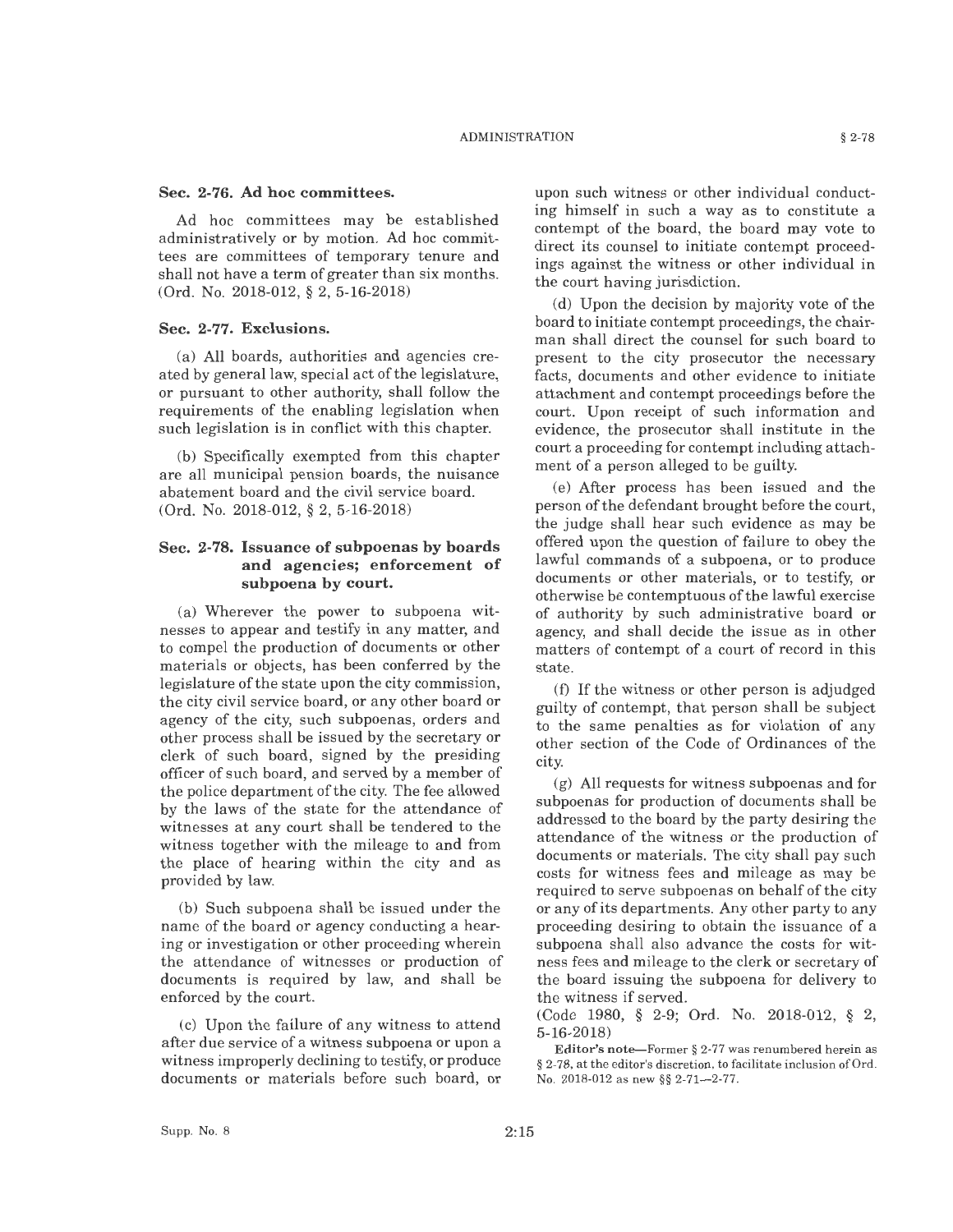### Sec. 2-76. Ad hoc committees.

Ad hoc committees may be established administratively or by motion. Ad hoc committees are committees of temporary tenure and shall not have a term of greater than six months.
(Ord. No. 2018-012, § 2, 5-16-2018)

### Sec. 2-77. Exclusions.

(a) All boards, authorities and agencies created by general law, special act of the legislature, or pursuant to other authority, shall follow the requirements of the enabling legislation when such legislation is in conflict with this chapter.

(b) Specifically exempted from this chapter are all municipal pension boards, the nuisance abatement board and the civil service board.
(Ord. No. 2018-012, § 2, 5-16-2018)

### Sec. 2-78. Issuance of subpoenas by boards and agencies; enforcement of subpoena by court.

(a) Wherever the power to subpoena witnesses to appear and testify in any matter, and to compel the production of documents or other materials or objects, has been conferred by the legislature of the state upon the city commission, the city civil service board, or any other board or agency of the city, such subpoenas, orders and other process shall be issued by the secretary or clerk of such board, signed by the presiding officer of such board, and served by a member of the police department of the city. The fee allowed by the laws of the state for the attendance of witnesses at any court shall be tendered to the witness together with the mileage to and from the place of hearing within the city and as provided by law.

(b) Such subpoena shall be issued under the name of the board or agency conducting a hearing or investigation or other proceeding wherein the attendance of witnesses or production of documents is required by law, and shall be enforced by the court.

(c) Upon the failure of any witness to attend after due service of a witness subpoena or upon a witness improperly declining to testify, or produce documents or materials before such board, or upon such witness or other individual conducting himself in such a way as to constitute a contempt of the board, the board may vote to direct its counsel to initiate contempt proceedings against the witness or other individual in the court having jurisdiction.

(d) Upon the decision by majority vote of the board to initiate contempt proceedings, the chairman shall direct the counsel for such board to present to the city prosecutor the necessary facts, documents and other evidence to initiate attachment and contempt proceedings before the court. Upon receipt of such information and evidence, the prosecutor shall institute in the court a proceeding for contempt including attachment of a person alleged to be guilty.

(e) After process has been issued and the person of the defendant brought before the court, the judge shall hear such evidence as may be offered upon the question of failure to obey the lawful commands of a subpoena, or to produce documents or other materials, or to testify, or otherwise be contemptuous of the lawful exercise of authority by such administrative board or agency, and shall decide the issue as in other matters of contempt of a court of record in this state.

(f) If the witness or other person is adjudged guilty of contempt, that person shall be subject to the same penalties as for violation of any other section of the Code of Ordinances of the city.

(g) All requests for witness subpoenas and for subpoenas for production of documents shall be addressed to the board by the party desiring the attendance of the witness or the production of documents or materials. The city shall pay such costs for witness fees and mileage as may be required to serve subpoenas on behalf of the city or any of its departments. Any other party to any proceeding desiring to obtain the issuance of a subpoena shall also advance the costs for witness fees and mileage to the clerk or secretary of the board issuing the subpoena for delivery to the witness if served.
(Code 1980, § 2-9; Ord. No. 2018-012, § 2, 5-16-2018)

**Editor's note**—Former § 2-77 was renumbered herein as § 2-78, at the editor's discretion, to facilitate inclusion of Ord. No. 2018-012 as new §§ 2-71—2-77.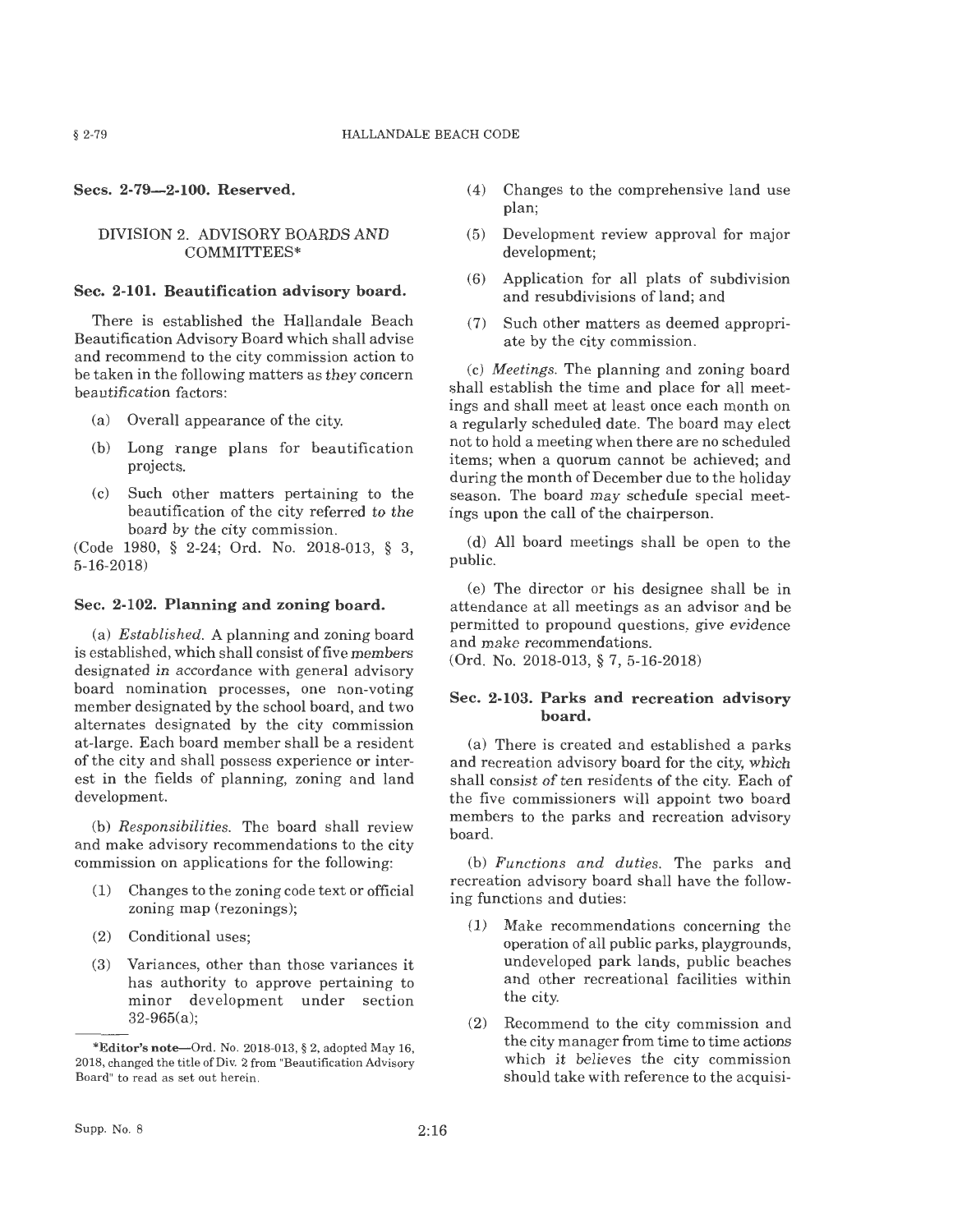**Secs. 2-79—2-100. Reserved.**

## DIVISION 2. ADVISORY BOARDS AND COMMITTEES*

### Sec. 2-101. Beautification advisory board.

There is established the Hallandale Beach Beautification Advisory Board which shall advise and recommend to the city commission action to be taken in the following matters as they concern beautification factors:

(a) Overall appearance of the city.

(b) Long range plans for beautification projects.

(c) Such other matters pertaining to the beautification of the city referred to the board by the city commission.

(Code 1980, § 2-24; Ord. No. 2018-013, § 3, 5-16-2018)

### Sec. 2-102. Planning and zoning board.

(a) *Established.* A planning and zoning board is established, which shall consist of five members designated in accordance with general advisory board nomination processes, one non-voting member designated by the school board, and two alternates designated by the city commission at-large. Each board member shall be a resident of the city and shall possess experience or interest in the fields of planning, zoning and land development.

(b) *Responsibilities.* The board shall review and make advisory recommendations to the city commission on applications for the following:

(1) Changes to the zoning code text or official zoning map (rezonings);

(2) Conditional uses;

(3) Variances, other than those variances it has authority to approve pertaining to minor development under section 32-965(a);

(4) Changes to the comprehensive land use plan;

(5) Development review approval for major development;

(6) Application for all plats of subdivision and resubdivisions of land; and

(7) Such other matters as deemed appropriate by the city commission.

(c) *Meetings.* The planning and zoning board shall establish the time and place for all meetings and shall meet at least once each month on a regularly scheduled date. The board may elect not to hold a meeting when there are no scheduled items; when a quorum cannot be achieved; and during the month of December due to the holiday season. The board may schedule special meetings upon the call of the chairperson.

(d) All board meetings shall be open to the public.

(e) The director or his designee shall be in attendance at all meetings as an advisor and be permitted to propound questions, give evidence and make recommendations.

(Ord. No. 2018-013, § 7, 5-16-2018)

### Sec. 2-103. Parks and recreation advisory board.

(a) There is created and established a parks and recreation advisory board for the city, which shall consist of ten residents of the city. Each of the five commissioners will appoint two board members to the parks and recreation advisory board.

(b) *Functions and duties.* The parks and recreation advisory board shall have the following functions and duties:

(1) Make recommendations concerning the operation of all public parks, playgrounds, undeveloped park lands, public beaches and other recreational facilities within the city.

(2) Recommend to the city commission and the city manager from time to time actions which it believes the city commission should take with reference to the acquisi-

---

*Editor's note—Ord. No. 2018-013, § 2, adopted May 16, 2018, changed the title of Div. 2 from "Beautification Advisory Board" to read as set out herein.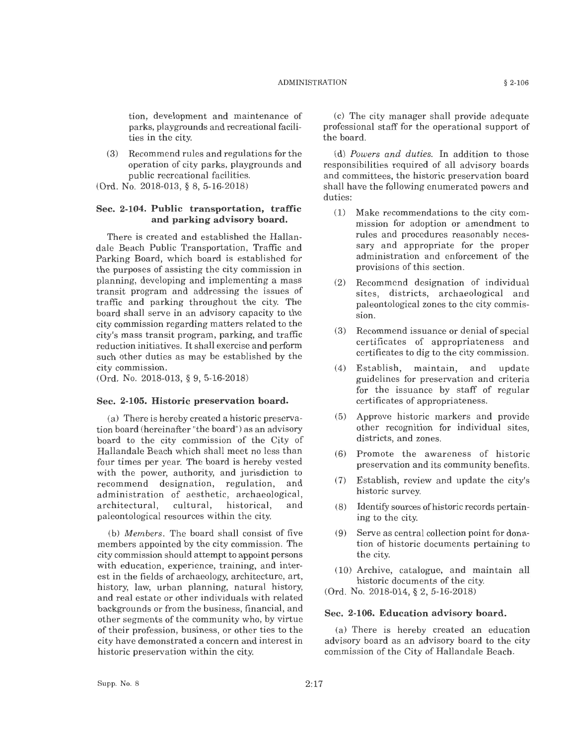tion, development and maintenance of parks, playgrounds and recreational facilities in the city.

(3) Recommend rules and regulations for the operation of city parks, playgrounds and public recreational facilities.

(Ord. No. 2018-013, § 8, 5-16-2018)

### Sec. 2-104. Public transportation, traffic and parking advisory board.

There is created and established the Hallandale Beach Public Transportation, Traffic and Parking Board, which board is established for the purposes of assisting the city commission in planning, developing and implementing a mass transit program and addressing the issues of traffic and parking throughout the city. The board shall serve in an advisory capacity to the city commission regarding matters related to the city's mass transit program, parking, and traffic reduction initiatives. It shall exercise and perform such other duties as may be established by the city commission.

(Ord. No. 2018-013, § 9, 5-16-2018)

### Sec. 2-105. Historic preservation board.

(a) There is hereby created a historic preservation board (hereinafter "the board") as an advisory board to the city commission of the City of Hallandale Beach which shall meet no less than four times per year. The board is hereby vested with the power, authority, and jurisdiction to recommend designation, regulation, and administration of aesthetic, archaeological, architectural, cultural, historical, and paleontological resources within the city.

(b) *Members.* The board shall consist of five members appointed by the city commission. The city commission should attempt to appoint persons with education, experience, training, and interest in the fields of archaeology, architecture, art, history, law, urban planning, natural history, and real estate or other individuals with related backgrounds or from the business, financial, and other segments of the community who, by virtue of their profession, business, or other ties to the city have demonstrated a concern and interest in historic preservation within the city.

(c) The city manager shall provide adequate professional staff for the operational support of the board.

(d) *Powers and duties.* In addition to those responsibilities required of all advisory boards and committees, the historic preservation board shall have the following enumerated powers and duties:

(1) Make recommendations to the city commission for adoption or amendment to rules and procedures reasonably necessary and appropriate for the proper administration and enforcement of the provisions of this section.

(2) Recommend designation of individual sites, districts, archaeological and paleontological zones to the city commission.

(3) Recommend issuance or denial of special certificates of appropriateness and certificates to dig to the city commission.

(4) Establish, maintain, and update guidelines for preservation and criteria for the issuance by staff of regular certificates of appropriateness.

(5) Approve historic markers and provide other recognition for individual sites, districts, and zones.

(6) Promote the awareness of historic preservation and its community benefits.

(7) Establish, review and update the city's historic survey.

(8) Identify sources of historic records pertaining to the city.

(9) Serve as central collection point for donation of historic documents pertaining to the city.

(10) Archive, catalogue, and maintain all historic documents of the city.

(Ord. No. 2018-014, § 2, 5-16-2018)

### Sec. 2-106. Education advisory board.

(a) There is hereby created an education advisory board as an advisory board to the city commission of the City of Hallandale Beach.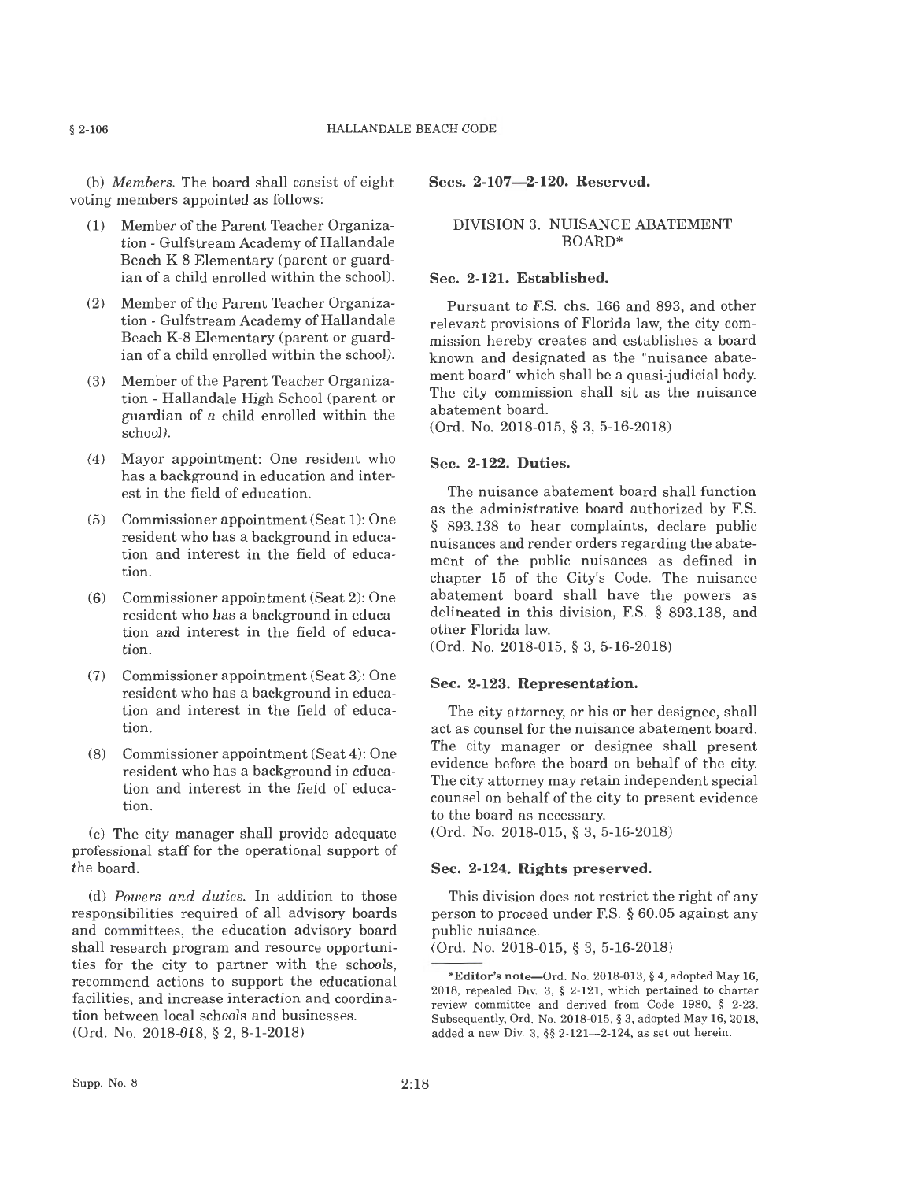(b) *Members.* The board shall consist of eight voting members appointed as follows:

(1) Member of the Parent Teacher Organization - Gulfstream Academy of Hallandale Beach K-8 Elementary (parent or guardian of a child enrolled within the school).

(2) Member of the Parent Teacher Organization - Gulfstream Academy of Hallandale Beach K-8 Elementary (parent or guardian of a child enrolled within the school).

(3) Member of the Parent Teacher Organization - Hallandale High School (parent or guardian of a child enrolled within the school).

(4) Mayor appointment: One resident who has a background in education and interest in the field of education.

(5) Commissioner appointment (Seat 1): One resident who has a background in education and interest in the field of education.

(6) Commissioner appointment (Seat 2): One resident who has a background in education and interest in the field of education.

(7) Commissioner appointment (Seat 3): One resident who has a background in education and interest in the field of education.

(8) Commissioner appointment (Seat 4): One resident who has a background in education and interest in the field of education.

(c) The city manager shall provide adequate professional staff for the operational support of the board.

(d) *Powers and duties.* In addition to those responsibilities required of all advisory boards and committees, the education advisory board shall research program and resource opportunities for the city to partner with the schools, recommend actions to support the educational facilities, and increase interaction and coordination between local schools and businesses.
(Ord. No. 2018-018, § 2, 8-1-2018)

**Secs. 2-107—2-120. Reserved.**

## DIVISION 3. NUISANCE ABATEMENT BOARD*

**Sec. 2-121. Established.**

Pursuant to F.S. chs. 166 and 893, and other relevant provisions of Florida law, the city commission hereby creates and establishes a board known and designated as the "nuisance abatement board" which shall be a quasi-judicial body. The city commission shall sit as the nuisance abatement board.
(Ord. No. 2018-015, § 3, 5-16-2018)

**Sec. 2-122. Duties.**

The nuisance abatement board shall function as the administrative board authorized by F.S. § 893.138 to hear complaints, declare public nuisances and render orders regarding the abatement of the public nuisances as defined in chapter 15 of the City's Code. The nuisance abatement board shall have the powers as delineated in this division, F.S. § 893.138, and other Florida law.
(Ord. No. 2018-015, § 3, 5-16-2018)

**Sec. 2-123. Representation.**

The city attorney, or his or her designee, shall act as counsel for the nuisance abatement board. The city manager or designee shall present evidence before the board on behalf of the city. The city attorney may retain independent special counsel on behalf of the city to present evidence to the board as necessary.
(Ord. No. 2018-015, § 3, 5-16-2018)

**Sec. 2-124. Rights preserved.**

This division does not restrict the right of any person to proceed under F.S. § 60.05 against any public nuisance.
(Ord. No. 2018-015, § 3, 5-16-2018)

---

***Editor's note**—Ord. No. 2018-013, § 4, adopted May 16, 2018, repealed Div. 3, § 2-121, which pertained to charter review committee and derived from Code 1980, § 2-23. Subsequently, Ord. No. 2018-015, § 3, adopted May 16, 2018, added a new Div. 3, §§ 2-121—2-124, as set out herein.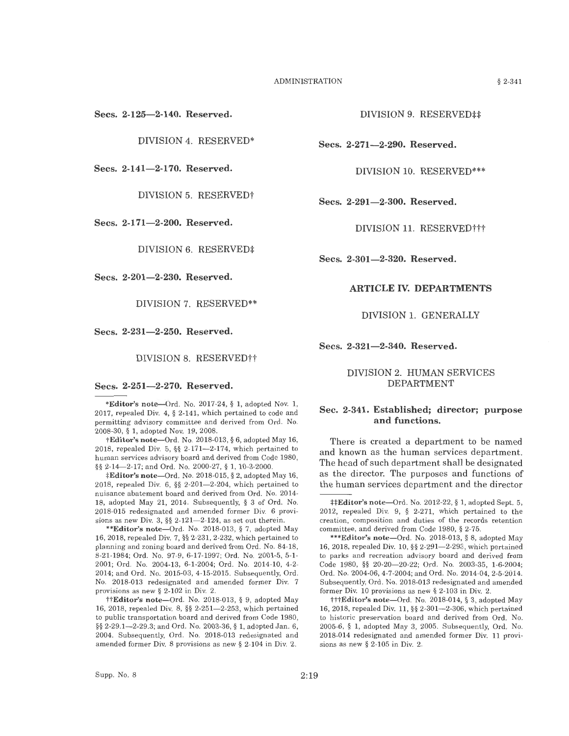**Secs. 2-125—2-140. Reserved.**

DIVISION 4. RESERVED*

**Secs. 2-141—2-170. Reserved.**

DIVISION 5. RESERVED†

**Secs. 2-171—2-200. Reserved.**

DIVISION 6. RESERVED‡

**Secs. 2-201—2-230. Reserved.**

DIVISION 7. RESERVED**

**Secs. 2-231—2-250. Reserved.**

DIVISION 8. RESERVED††

**Secs. 2-251—2-270. Reserved.**

DIVISION 9. RESERVED‡‡

**Secs. 2-271—2-290. Reserved.**

DIVISION 10. RESERVED***

**Secs. 2-291—2-300. Reserved.**

DIVISION 11. RESERVED†††

**Secs. 2-301—2-320. Reserved.**

## ARTICLE IV. DEPARTMENTS

### DIVISION 1. GENERALLY

**Secs. 2-321—2-340. Reserved.**

### DIVISION 2. HUMAN SERVICES DEPARTMENT

**Sec. 2-341. Established; director; purpose and functions.**

There is created a department to be named and known as the human services department. The head of such department shall be designated as the director. The purposes and functions of the human services department and the director

---

***Editor's note**—Ord. No. 2017-24, § 1, adopted Nov. 1, 2017, repealed Div. 4, § 2-141, which pertained to code and permitting advisory committee and derived from Ord. No. 2008-30, § 1, adopted Nov. 19, 2008.

†**Editor's note**—Ord. No. 2018-013, § 6, adopted May 16, 2018, repealed Div. 5, §§ 2-171—2-174, which pertained to human services advisory board and derived from Code 1980, §§ 2-14—2-17; and Ord. No. 2000-27, § 1, 10-3-2000.

‡**Editor's note**—Ord. No. 2018-015, § 2, adopted May 16, 2018, repealed Div. 6, §§ 2-201—2-204, which pertained to nuisance abatement board and derived from Ord. No. 2014-18, adopted May 21, 2014. Subsequently, § 3 of Ord. No. 2018-015 redesignated and amended former Div. 6 provisions as new Div. 3, §§ 2-121—2-124, as set out therein.

****Editor's note**—Ord. No. 2018-013, § 7, adopted May 16, 2018, repealed Div. 7, §§ 2-231, 2-232, which pertained to planning and zoning board and derived from Ord. No. 84-18, 8-21-1984; Ord. No. 97-9, 6-17-1997; Ord. No. 2001-5, 5-1-2001; Ord. No. 2004-13, 6-1-2004; Ord. No. 2014-10, 4-2-2014; and Ord. No. 2015-03, 4-15-2015. Subsequently, Ord. No. 2018-013 redesignated and amended former Div. 7 provisions as new § 2-102 in Div. 2.

††**Editor's note**—Ord. No. 2018-013, § 9, adopted May 16, 2018, repealed Div. 8, §§ 2-251—2-253, which pertained to public transportation board and derived from Code 1980, §§ 2-29.1—2-29.3; and Ord. No. 2003-36, § 1, adopted Jan. 6, 2004. Subsequently, Ord. No. 2018-013 redesignated and amended former Div. 8 provisions as new § 2-104 in Div. 2.

‡‡**Editor's note**—Ord. No. 2012-22, § 1, adopted Sept. 5, 2012, repealed Div. 9, § 2-271, which pertained to the creation, composition and duties of the records retention committee, and derived from Code 1980, § 2-75.

*****Editor's note**—Ord. No. 2018-013, § 8, adopted May 16, 2018, repealed Div. 10, §§ 2-291—2-293, which pertained to parks and recreation advisory board and derived from Code 1980, §§ 20-20—20-22; Ord. No. 2003-35, 1-6-2004; Ord. No. 2004-06, 4-7-2004; and Ord. No. 2014-04, 2-5-2014. Subsequently, Ord. No. 2018-013 redesignated and amended former Div. 10 provisions as new § 2-103 in Div. 2.

†††**Editor's note**—Ord. No. 2018-014, § 3, adopted May 16, 2018, repealed Div. 11, §§ 2-301—2-306, which pertained to historic preservation board and derived from Ord. No. 2005-6, § 1, adopted May 3, 2005. Subsequently, Ord. No. 2018-014 redesignated and amended former Div. 11 provisions as new § 2-105 in Div. 2.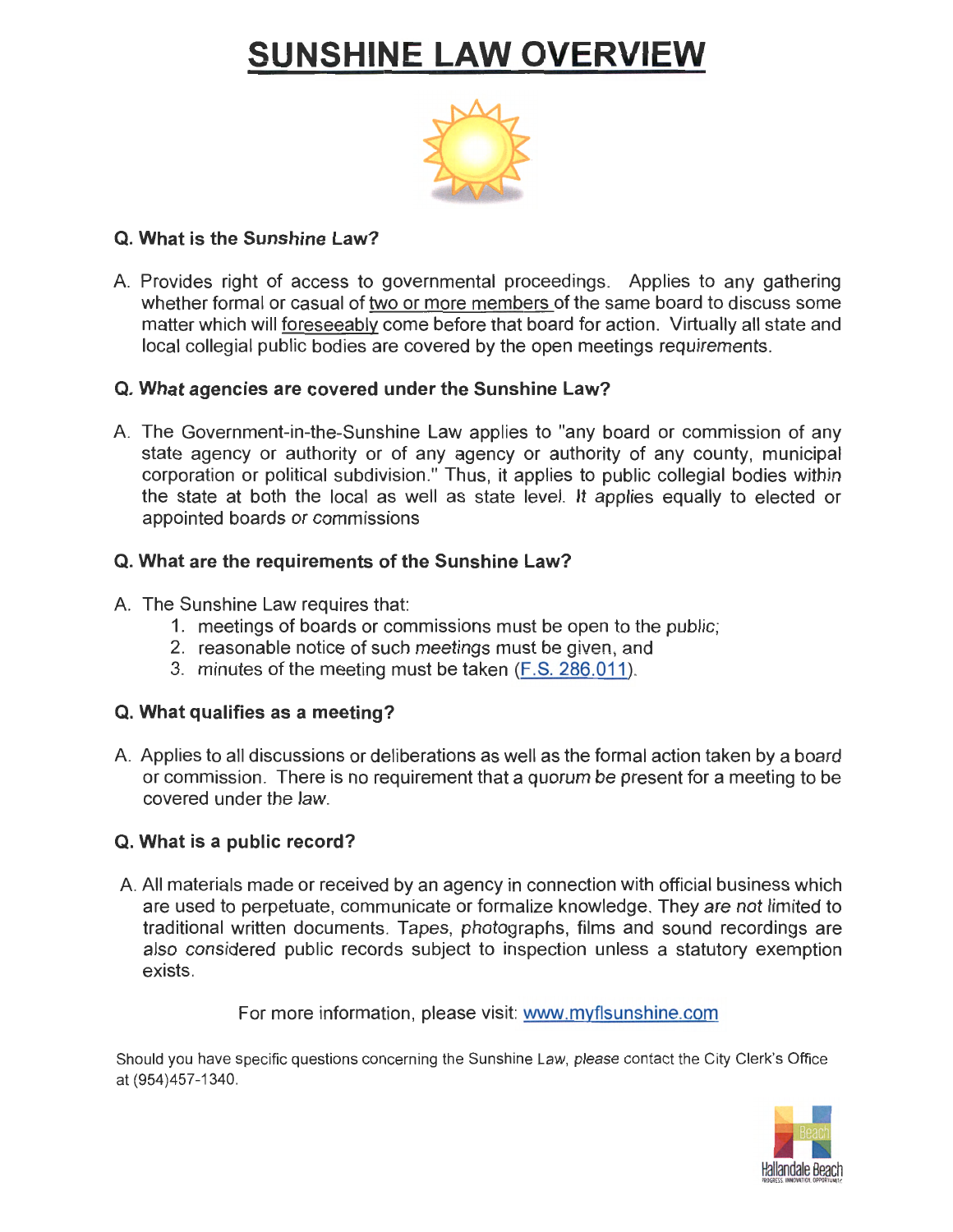# SUNSHINE LAW OVERVIEW

**Q. What is the Sunshine Law?**

A. Provides right of access to governmental proceedings. Applies to any gathering whether formal or casual of two or more members of the same board to discuss some matter which will foreseeably come before that board for action. Virtually all state and local collegial public bodies are covered by the open meetings requirements.

**Q. What agencies are covered under the Sunshine Law?**

A. The Government-in-the-Sunshine Law applies to "any board or commission of any state agency or authority or of any agency or authority of any county, municipal corporation or political subdivision." Thus, it applies to public collegial bodies within the state at both the local as well as state level. It applies equally to elected or appointed boards or commissions

**Q. What are the requirements of the Sunshine Law?**

A. The Sunshine Law requires that:
1. meetings of boards or commissions must be open to the public;
2. reasonable notice of such meetings must be given, and
3. minutes of the meeting must be taken (F.S. 286.011).

**Q. What qualifies as a meeting?**

A. Applies to all discussions or deliberations as well as the formal action taken by a board or commission. There is no requirement that a quorum be present for a meeting to be covered under the law.

**Q. What is a public record?**

A. All materials made or received by an agency in connection with official business which are used to perpetuate, communicate or formalize knowledge. They are not limited to traditional written documents. Tapes, photographs, films and sound recordings are also considered public records subject to inspection unless a statutory exemption exists.

For more information, please visit: www.myflsunshine.com

Should you have specific questions concerning the Sunshine Law, please contact the City Clerk's Office at (954)457-1340.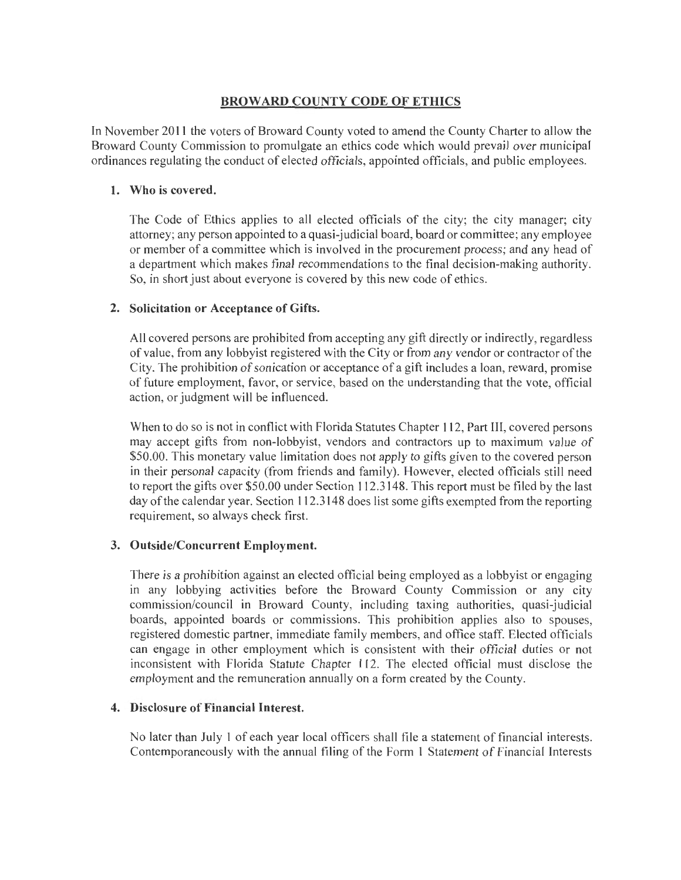## BROWARD COUNTY CODE OF ETHICS

In November 2011 the voters of Broward County voted to amend the County Charter to allow the Broward County Commission to promulgate an ethics code which would prevail over municipal ordinances regulating the conduct of elected officials, appointed officials, and public employees.

1. **Who is covered.**

   The Code of Ethics applies to all elected officials of the city; the city manager; city attorney; any person appointed to a quasi-judicial board, board or committee; any employee or member of a committee which is involved in the procurement process; and any head of a department which makes final recommendations to the final decision-making authority. So, in short just about everyone is covered by this new code of ethics.

2. **Solicitation or Acceptance of Gifts.**

   All covered persons are prohibited from accepting any gift directly or indirectly, regardless of value, from any lobbyist registered with the City or from any vendor or contractor of the City. The prohibition of sonication or acceptance of a gift includes a loan, reward, promise of future employment, favor, or service, based on the understanding that the vote, official action, or judgment will be influenced.

   When to do so is not in conflict with Florida Statutes Chapter 112, Part III, covered persons may accept gifts from non-lobbyist, vendors and contractors up to maximum value of $50.00. This monetary value limitation does not apply to gifts given to the covered person in their personal capacity (from friends and family). However, elected officials still need to report the gifts over $50.00 under Section 112.3148. This report must be filed by the last day of the calendar year. Section 112.3148 does list some gifts exempted from the reporting requirement, so always check first.

3. **Outside/Concurrent Employment.**

   There is a prohibition against an elected official being employed as a lobbyist or engaging in any lobbying activities before the Broward County Commission or any city commission/council in Broward County, including taxing authorities, quasi-judicial boards, appointed boards or commissions. This prohibition applies also to spouses, registered domestic partner, immediate family members, and office staff. Elected officials can engage in other employment which is consistent with their official duties or not inconsistent with Florida Statute Chapter 112. The elected official must disclose the employment and the remuneration annually on a form created by the County.

4. **Disclosure of Financial Interest.**

   No later than July 1 of each year local officers shall file a statement of financial interests. Contemporaneously with the annual filing of the Form 1 Statement of Financial Interests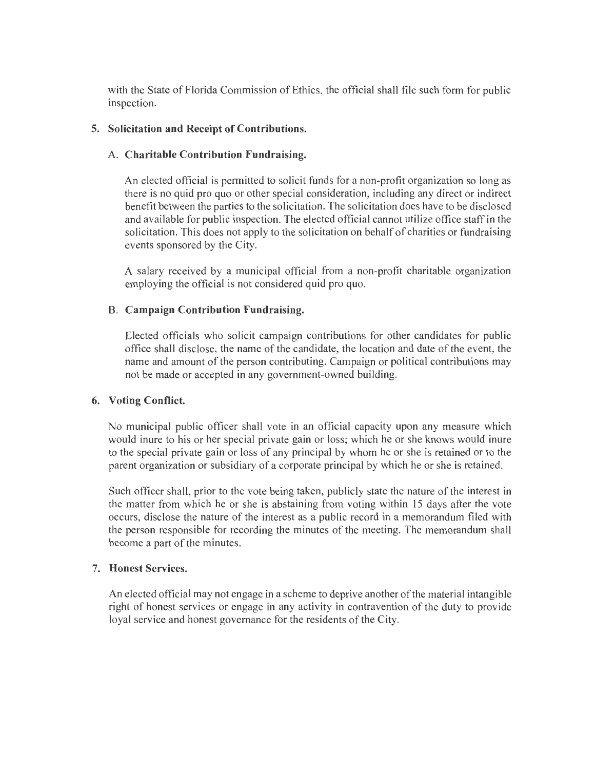with the State of Florida Commission of Ethics, the official shall file such form for public inspection.

### 5. Solicitation and Receipt of Contributions.

#### A. Charitable Contribution Fundraising.

An elected official is permitted to solicit funds for a non-profit organization so long as there is no quid pro quo or other special consideration, including any direct or indirect benefit between the parties to the solicitation. The solicitation does have to be disclosed and available for public inspection. The elected official cannot utilize office staff in the solicitation. This does not apply to the solicitation on behalf of charities or fundraising events sponsored by the City.

A salary received by a municipal official from a non-profit charitable organization employing the official is not considered quid pro quo.

#### B. Campaign Contribution Fundraising.

Elected officials who solicit campaign contributions for other candidates for public office shall disclose, the name of the candidate, the location and date of the event, the name and amount of the person contributing. Campaign or political contributions may not be made or accepted in any government-owned building.

### 6. Voting Conflict.

No municipal public officer shall vote in an official capacity upon any measure which would inure to his or her special private gain or loss; which he or she knows would inure to the special private gain or loss of any principal by whom he or she is retained or to the parent organization or subsidiary of a corporate principal by which he or she is retained.

Such officer shall, prior to the vote being taken, publicly state the nature of the interest in the matter from which he or she is abstaining from voting within 15 days after the vote occurs, disclose the nature of the interest as a public record in a memorandum filed with the person responsible for recording the minutes of the meeting. The memorandum shall become a part of the minutes.

### 7. Honest Services.

An elected official may not engage in a scheme to deprive another of the material intangible right of honest services or engage in any activity in contravention of the duty to provide loyal service and honest governance for the residents of the City.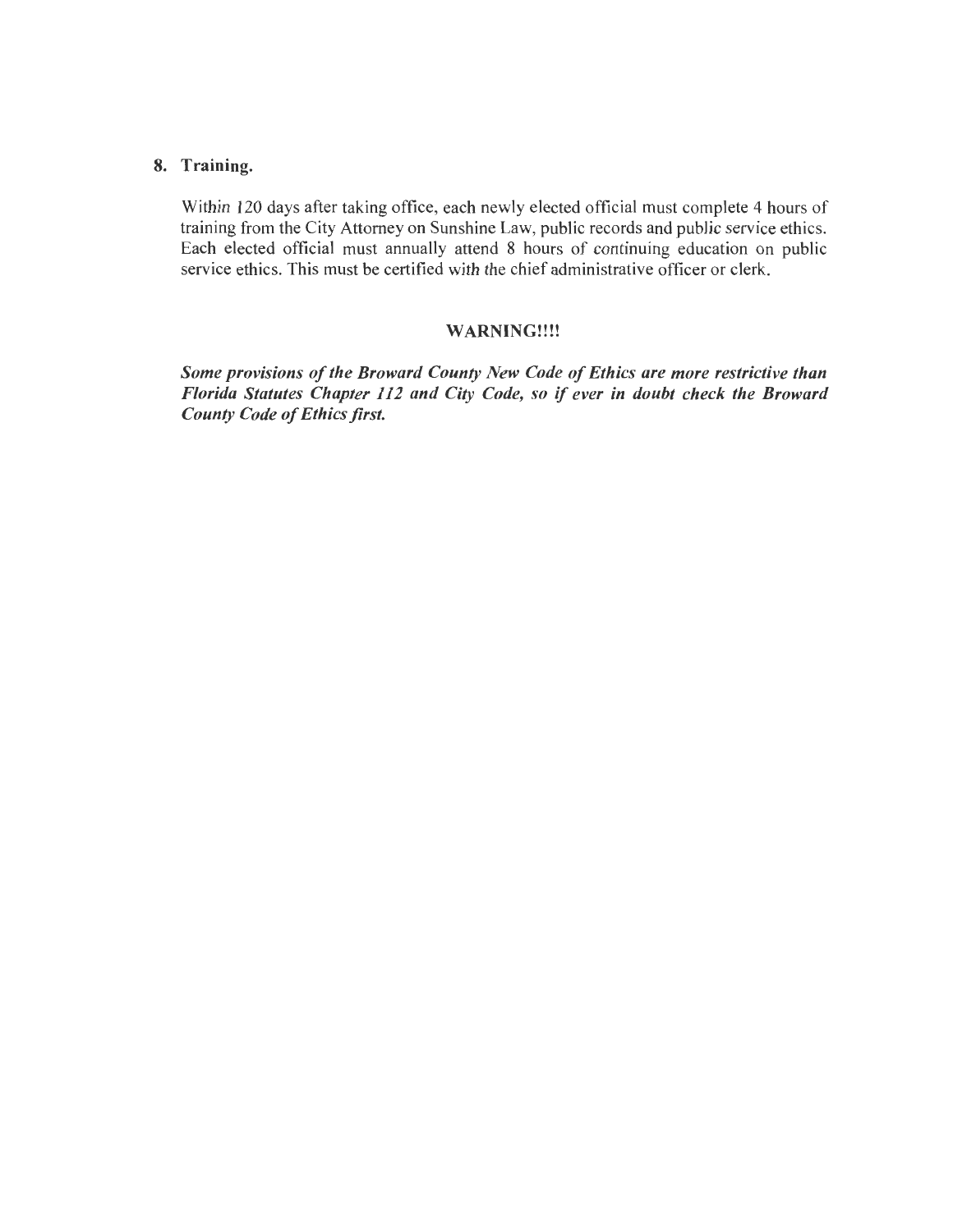8. **Training.**

Within 120 days after taking office, each newly elected official must complete 4 hours of training from the City Attorney on Sunshine Law, public records and public service ethics. Each elected official must annually attend 8 hours of continuing education on public service ethics. This must be certified with the chief administrative officer or clerk.

**WARNING!!!!**

***Some provisions of the Broward County New Code of Ethics are more restrictive than Florida Statutes Chapter 112 and City Code, so if ever in doubt check the Broward County Code of Ethics first.***